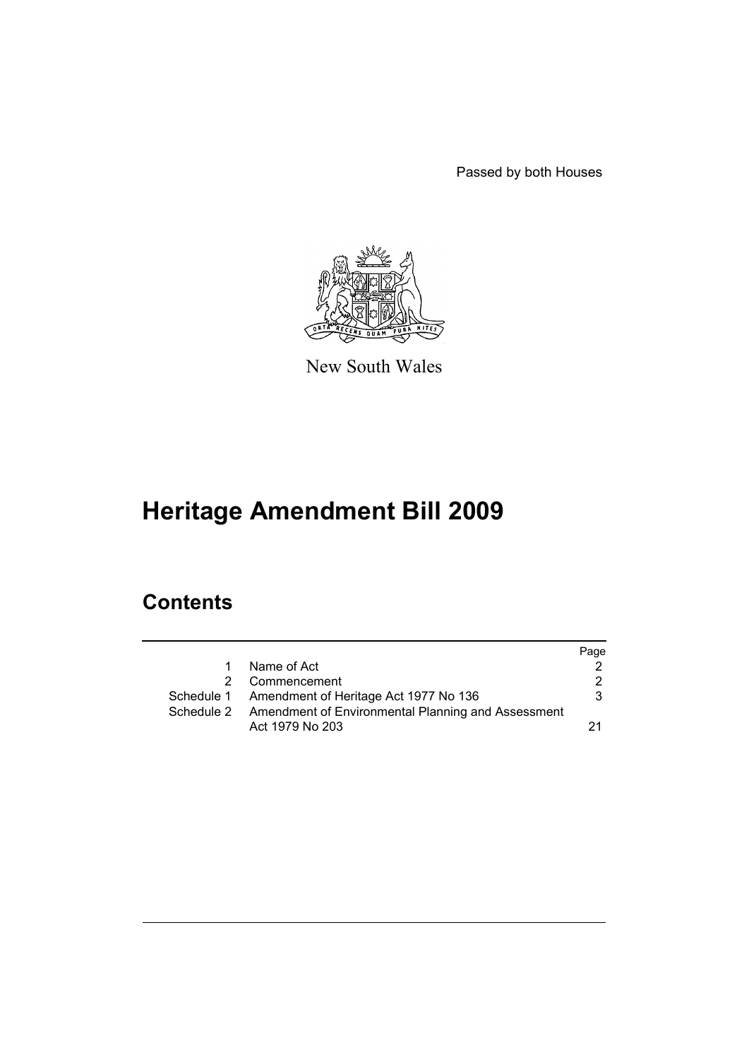Passed by both Houses

New South Wales

# Heritage Amendment Bill 2009

## Contents

| | | Page |
|---|---|---|
| 1 | Name of Act | 2 |
| 2 | Commencement | 2 |
| Schedule 1 | Amendment of Heritage Act 1977 No 136 | 3 |
| Schedule 2 | Amendment of Environmental Planning and Assessment Act 1979 No 203 | 21 |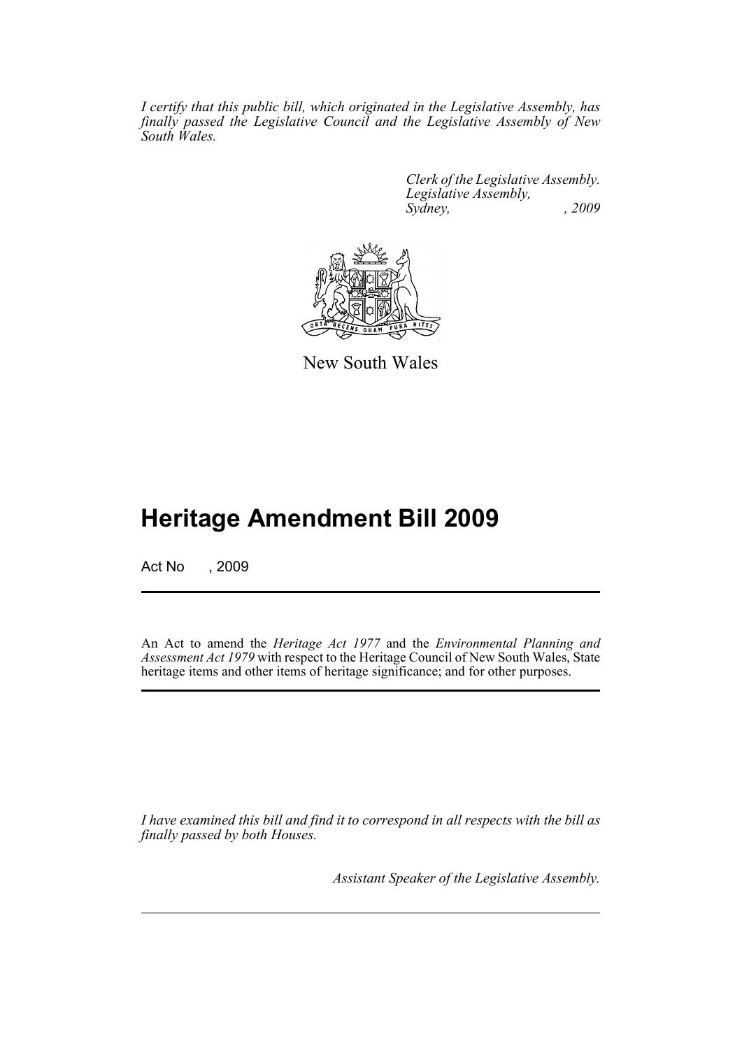*I certify that this public bill, which originated in the Legislative Assembly, has finally passed the Legislative Council and the Legislative Assembly of New South Wales.*

*Clerk of the Legislative Assembly.*
*Legislative Assembly,*
*Sydney, , 2009*

New South Wales

# Heritage Amendment Bill 2009

Act No , 2009

An Act to amend the *Heritage Act 1977* and the *Environmental Planning and Assessment Act 1979* with respect to the Heritage Council of New South Wales, State heritage items and other items of heritage significance; and for other purposes.

*I have examined this bill and find it to correspond in all respects with the bill as finally passed by both Houses.*

*Assistant Speaker of the Legislative Assembly.*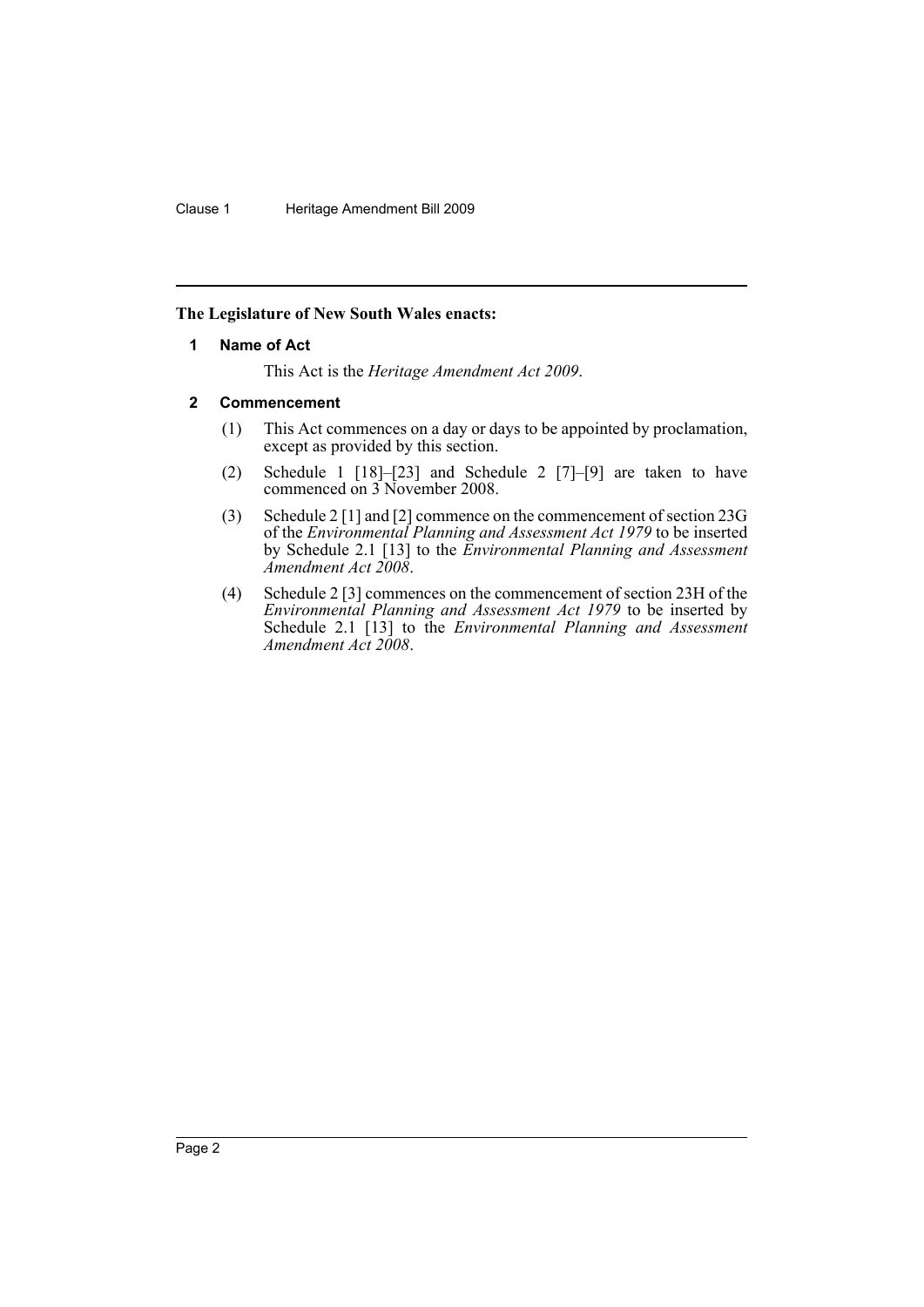**The Legislature of New South Wales enacts:**

## 1 Name of Act

This Act is the *Heritage Amendment Act 2009*.

## 2 Commencement

(1) This Act commences on a day or days to be appointed by proclamation, except as provided by this section.

(2) Schedule 1 [18]–[23] and Schedule 2 [7]–[9] are taken to have commenced on 3 November 2008.

(3) Schedule 2 [1] and [2] commence on the commencement of section 23G of the *Environmental Planning and Assessment Act 1979* to be inserted by Schedule 2.1 [13] to the *Environmental Planning and Assessment Amendment Act 2008*.

(4) Schedule 2 [3] commences on the commencement of section 23H of the *Environmental Planning and Assessment Act 1979* to be inserted by Schedule 2.1 [13] to the *Environmental Planning and Assessment Amendment Act 2008*.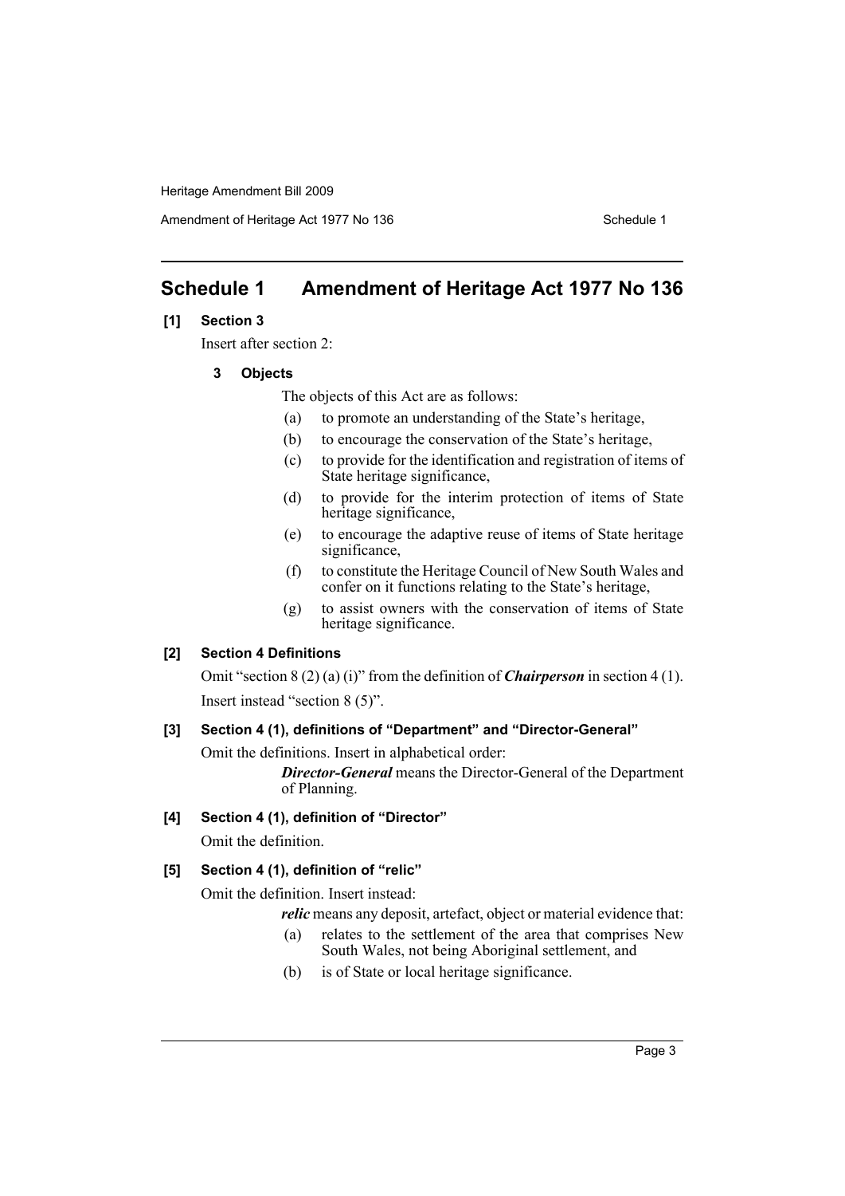# Schedule 1 Amendment of Heritage Act 1977 No 136

**[1] Section 3**

Insert after section 2:

**3 Objects**

The objects of this Act are as follows:

(a) to promote an understanding of the State's heritage,

(b) to encourage the conservation of the State's heritage,

(c) to provide for the identification and registration of items of State heritage significance,

(d) to provide for the interim protection of items of State heritage significance,

(e) to encourage the adaptive reuse of items of State heritage significance,

(f) to constitute the Heritage Council of New South Wales and confer on it functions relating to the State's heritage,

(g) to assist owners with the conservation of items of State heritage significance.

**[2] Section 4 Definitions**

Omit "section 8 (2) (a) (i)" from the definition of ***Chairperson*** in section 4 (1). Insert instead "section 8 (5)".

**[3] Section 4 (1), definitions of "Department" and "Director-General"**

Omit the definitions. Insert in alphabetical order:

***Director-General*** means the Director-General of the Department of Planning.

**[4] Section 4 (1), definition of "Director"**

Omit the definition.

**[5] Section 4 (1), definition of "relic"**

Omit the definition. Insert instead:

***relic*** means any deposit, artefact, object or material evidence that:

(a) relates to the settlement of the area that comprises New South Wales, not being Aboriginal settlement, and

(b) is of State or local heritage significance.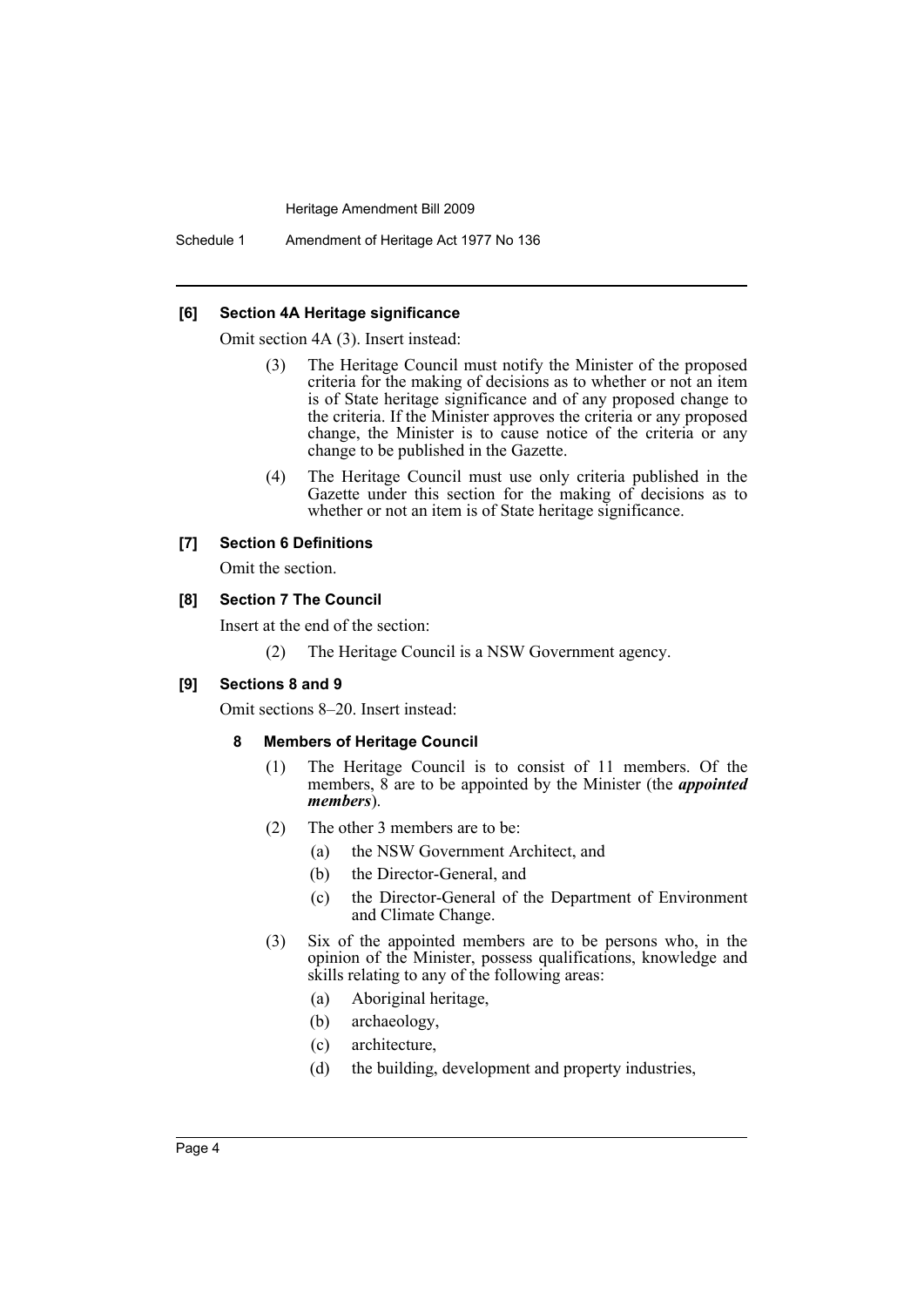**[6] Section 4A Heritage significance**

Omit section 4A (3). Insert instead:

> (3) The Heritage Council must notify the Minister of the proposed criteria for the making of decisions as to whether or not an item is of State heritage significance and of any proposed change to the criteria. If the Minister approves the criteria or any proposed change, the Minister is to cause notice of the criteria or any change to be published in the Gazette.
>
> (4) The Heritage Council must use only criteria published in the Gazette under this section for the making of decisions as to whether or not an item is of State heritage significance.

**[7] Section 6 Definitions**

Omit the section.

**[8] Section 7 The Council**

Insert at the end of the section:

> (2) The Heritage Council is a NSW Government agency.

**[9] Sections 8 and 9**

Omit sections 8–20. Insert instead:

> **8 Members of Heritage Council**
>
> (1) The Heritage Council is to consist of 11 members. Of the members, 8 are to be appointed by the Minister (the ***appointed members***).
>
> (2) The other 3 members are to be:
>
> (a) the NSW Government Architect, and
>
> (b) the Director-General, and
>
> (c) the Director-General of the Department of Environment and Climate Change.
>
> (3) Six of the appointed members are to be persons who, in the opinion of the Minister, possess qualifications, knowledge and skills relating to any of the following areas:
>
> (a) Aboriginal heritage,
>
> (b) archaeology,
>
> (c) architecture,
>
> (d) the building, development and property industries,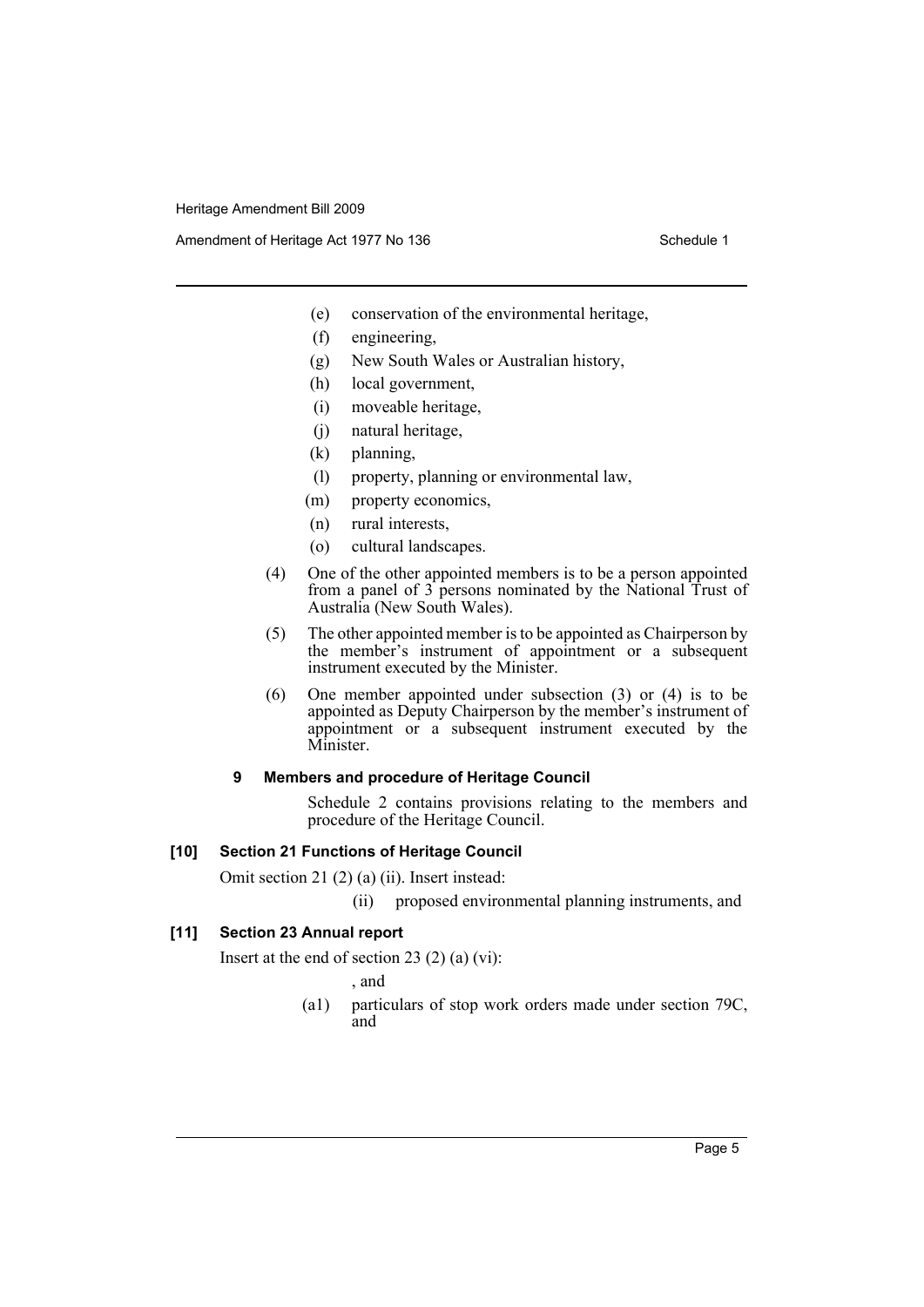- (e) conservation of the environmental heritage,
- (f) engineering,
- (g) New South Wales or Australian history,
- (h) local government,
- (i) moveable heritage,
- (j) natural heritage,
- (k) planning,
- (l) property, planning or environmental law,
- (m) property economics,
- (n) rural interests,
- (o) cultural landscapes.

(4) One of the other appointed members is to be a person appointed from a panel of 3 persons nominated by the National Trust of Australia (New South Wales).

(5) The other appointed member is to be appointed as Chairperson by the member's instrument of appointment or a subsequent instrument executed by the Minister.

(6) One member appointed under subsection (3) or (4) is to be appointed as Deputy Chairperson by the member's instrument of appointment or a subsequent instrument executed by the Minister.

**9 Members and procedure of Heritage Council**

Schedule 2 contains provisions relating to the members and procedure of the Heritage Council.

### [10] Section 21 Functions of Heritage Council

Omit section 21 (2) (a) (ii). Insert instead:

(ii) proposed environmental planning instruments, and

### [11] Section 23 Annual report

Insert at the end of section 23 (2) (a) (vi):

, and

(a1) particulars of stop work orders made under section 79C, and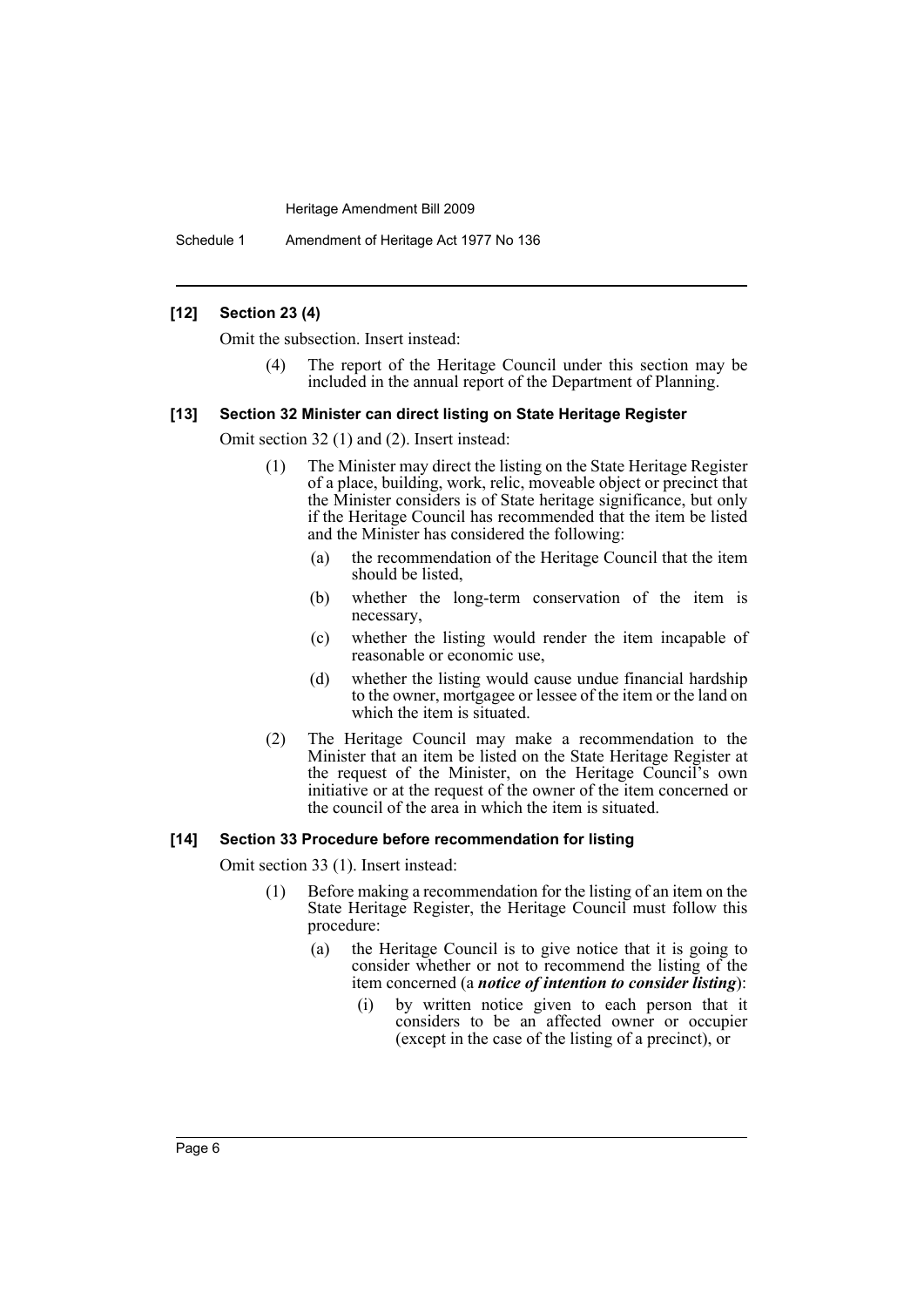### [12] Section 23 (4)

Omit the subsection. Insert instead:

> (4) The report of the Heritage Council under this section may be included in the annual report of the Department of Planning.

### [13] Section 32 Minister can direct listing on State Heritage Register

Omit section 32 (1) and (2). Insert instead:

> (1) The Minister may direct the listing on the State Heritage Register of a place, building, work, relic, moveable object or precinct that the Minister considers is of State heritage significance, but only if the Heritage Council has recommended that the item be listed and the Minister has considered the following:
>
> (a) the recommendation of the Heritage Council that the item should be listed,
>
> (b) whether the long-term conservation of the item is necessary,
>
> (c) whether the listing would render the item incapable of reasonable or economic use,
>
> (d) whether the listing would cause undue financial hardship to the owner, mortgagee or lessee of the item or the land on which the item is situated.
>
> (2) The Heritage Council may make a recommendation to the Minister that an item be listed on the State Heritage Register at the request of the Minister, on the Heritage Council's own initiative or at the request of the owner of the item concerned or the council of the area in which the item is situated.

### [14] Section 33 Procedure before recommendation for listing

Omit section 33 (1). Insert instead:

> (1) Before making a recommendation for the listing of an item on the State Heritage Register, the Heritage Council must follow this procedure:
>
> (a) the Heritage Council is to give notice that it is going to consider whether or not to recommend the listing of the item concerned (a ***notice of intention to consider listing***):
>
> (i) by written notice given to each person that it considers to be an affected owner or occupier (except in the case of the listing of a precinct), or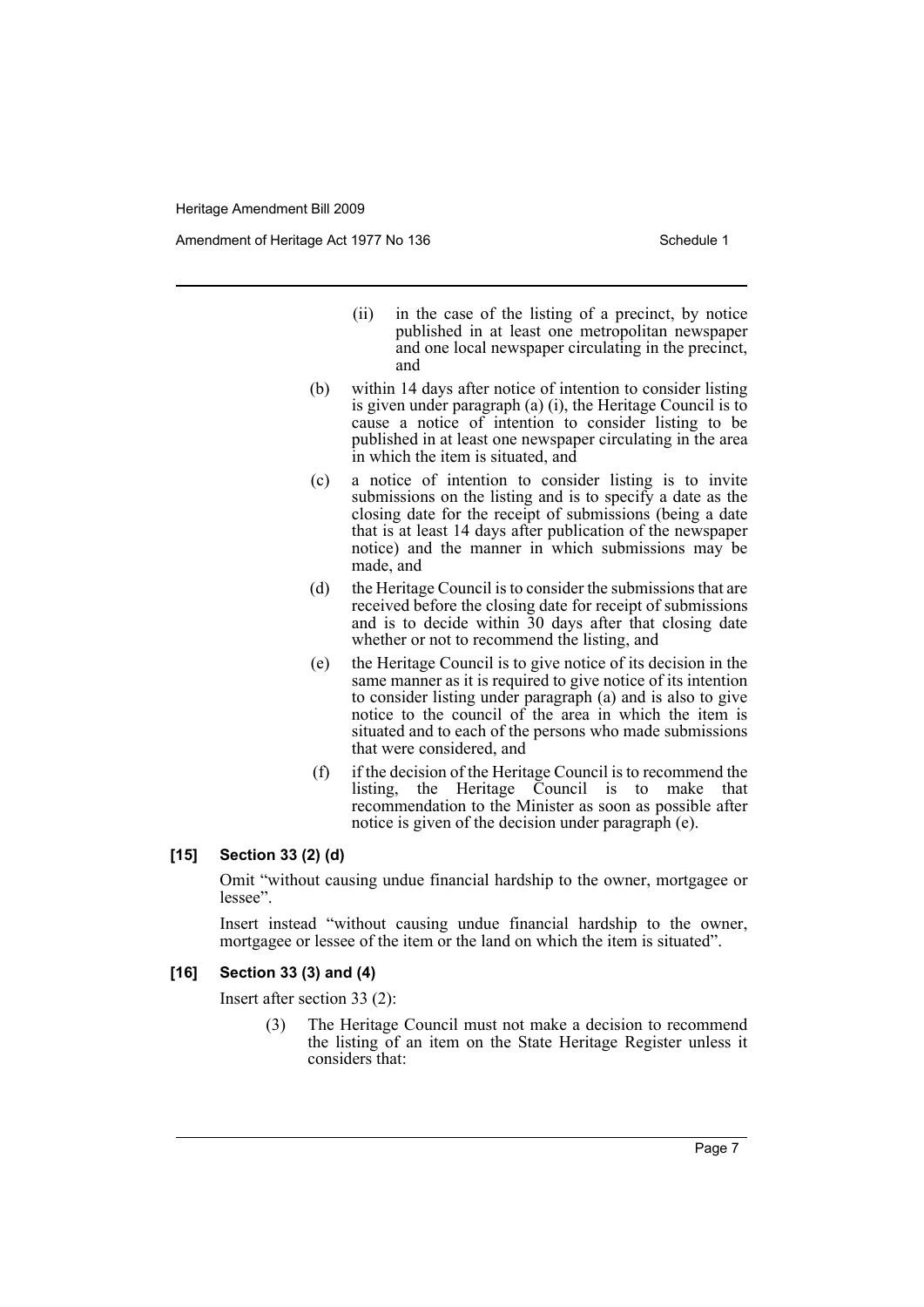(ii) in the case of the listing of a precinct, by notice published in at least one metropolitan newspaper and one local newspaper circulating in the precinct, and

(b) within 14 days after notice of intention to consider listing is given under paragraph (a) (i), the Heritage Council is to cause a notice of intention to consider listing to be published in at least one newspaper circulating in the area in which the item is situated, and

(c) a notice of intention to consider listing is to invite submissions on the listing and is to specify a date as the closing date for the receipt of submissions (being a date that is at least 14 days after publication of the newspaper notice) and the manner in which submissions may be made, and

(d) the Heritage Council is to consider the submissions that are received before the closing date for receipt of submissions and is to decide within 30 days after that closing date whether or not to recommend the listing, and

(e) the Heritage Council is to give notice of its decision in the same manner as it is required to give notice of its intention to consider listing under paragraph (a) and is also to give notice to the council of the area in which the item is situated and to each of the persons who made submissions that were considered, and

(f) if the decision of the Heritage Council is to recommend the listing, the Heritage Council is to make that recommendation to the Minister as soon as possible after notice is given of the decision under paragraph (e).

**[15] Section 33 (2) (d)**

Omit "without causing undue financial hardship to the owner, mortgagee or lessee".

Insert instead "without causing undue financial hardship to the owner, mortgagee or lessee of the item or the land on which the item is situated".

**[16] Section 33 (3) and (4)**

Insert after section 33 (2):

(3) The Heritage Council must not make a decision to recommend the listing of an item on the State Heritage Register unless it considers that: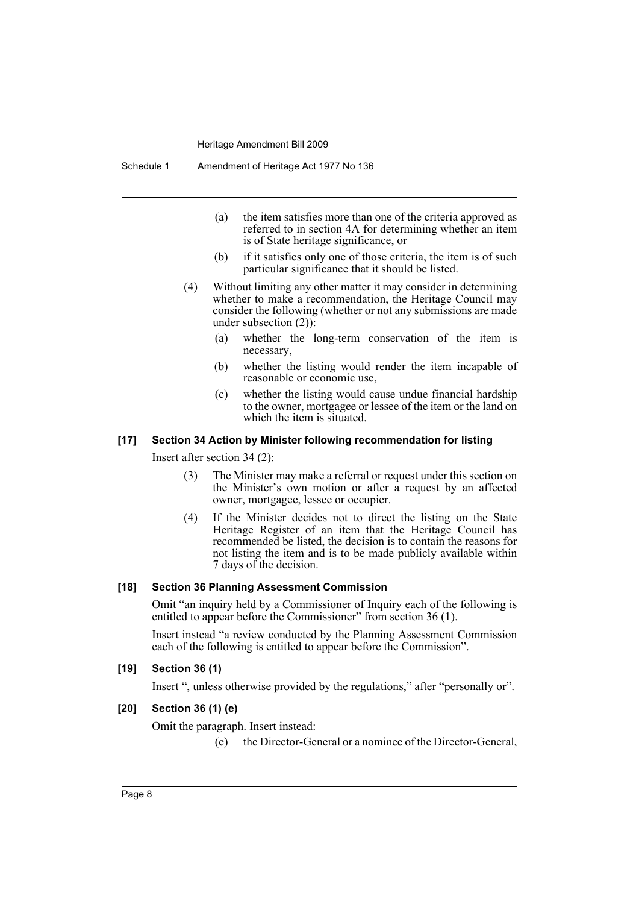(a) the item satisfies more than one of the criteria approved as referred to in section 4A for determining whether an item is of State heritage significance, or

(b) if it satisfies only one of those criteria, the item is of such particular significance that it should be listed.

(4) Without limiting any other matter it may consider in determining whether to make a recommendation, the Heritage Council may consider the following (whether or not any submissions are made under subsection (2)):

(a) whether the long-term conservation of the item is necessary,

(b) whether the listing would render the item incapable of reasonable or economic use,

(c) whether the listing would cause undue financial hardship to the owner, mortgagee or lessee of the item or the land on which the item is situated.

**[17] Section 34 Action by Minister following recommendation for listing**

Insert after section 34 (2):

(3) The Minister may make a referral or request under this section on the Minister's own motion or after a request by an affected owner, mortgagee, lessee or occupier.

(4) If the Minister decides not to direct the listing on the State Heritage Register of an item that the Heritage Council has recommended be listed, the decision is to contain the reasons for not listing the item and is to be made publicly available within 7 days of the decision.

**[18] Section 36 Planning Assessment Commission**

Omit "an inquiry held by a Commissioner of Inquiry each of the following is entitled to appear before the Commissioner" from section 36 (1).

Insert instead "a review conducted by the Planning Assessment Commission each of the following is entitled to appear before the Commission".

**[19] Section 36 (1)**

Insert ", unless otherwise provided by the regulations," after "personally or".

**[20] Section 36 (1) (e)**

Omit the paragraph. Insert instead:

(e) the Director-General or a nominee of the Director-General,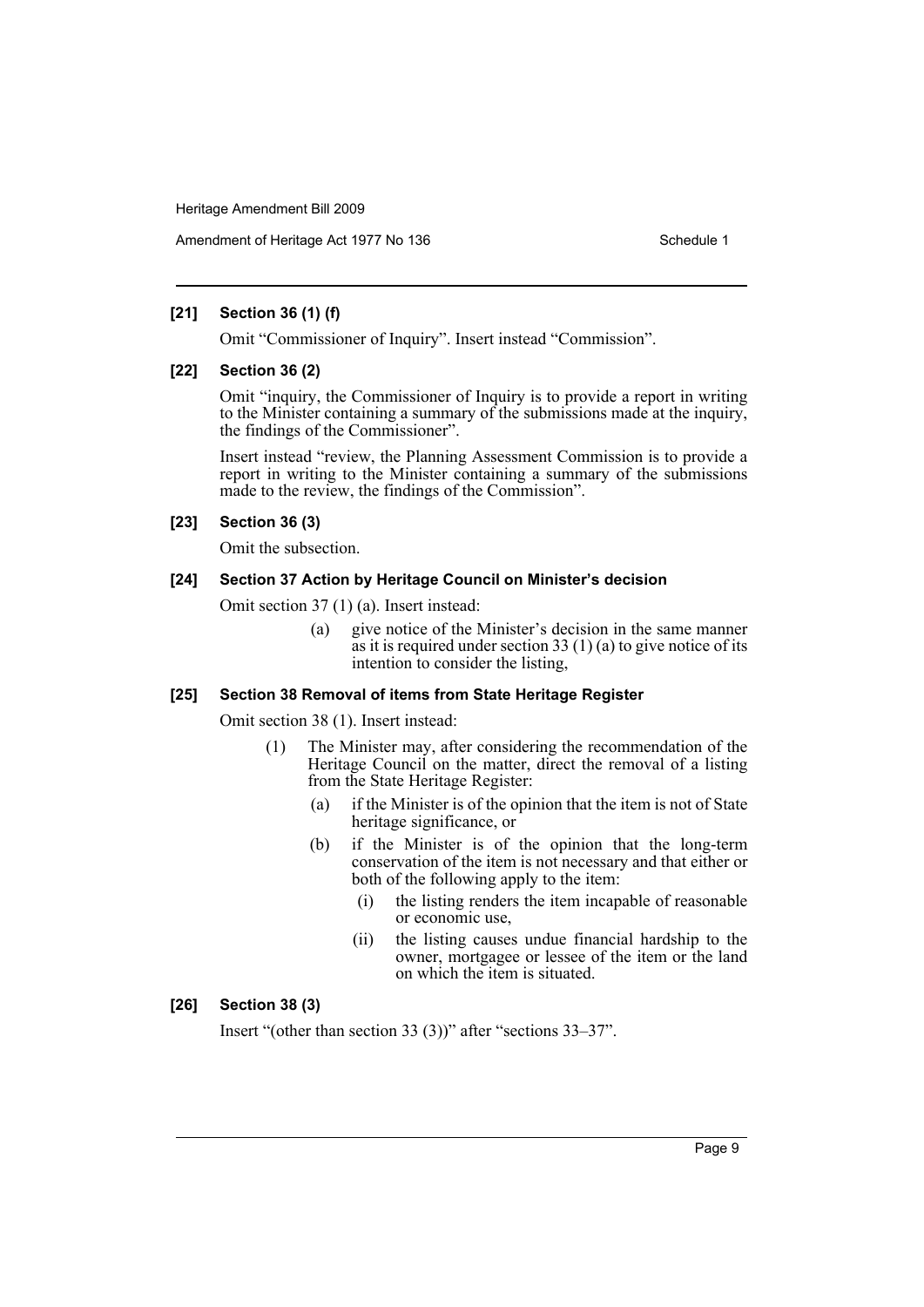### [21] Section 36 (1) (f)

Omit "Commissioner of Inquiry". Insert instead "Commission".

### [22] Section 36 (2)

Omit "inquiry, the Commissioner of Inquiry is to provide a report in writing to the Minister containing a summary of the submissions made at the inquiry, the findings of the Commissioner".

Insert instead "review, the Planning Assessment Commission is to provide a report in writing to the Minister containing a summary of the submissions made to the review, the findings of the Commission".

### [23] Section 36 (3)

Omit the subsection.

### [24] Section 37 Action by Heritage Council on Minister's decision

Omit section 37 (1) (a). Insert instead:

> (a) give notice of the Minister's decision in the same manner as it is required under section 33 (1) (a) to give notice of its intention to consider the listing,

### [25] Section 38 Removal of items from State Heritage Register

Omit section 38 (1). Insert instead:

> (1) The Minister may, after considering the recommendation of the Heritage Council on the matter, direct the removal of a listing from the State Heritage Register:
>
> (a) if the Minister is of the opinion that the item is not of State heritage significance, or
>
> (b) if the Minister is of the opinion that the long-term conservation of the item is not necessary and that either or both of the following apply to the item:
>
> (i) the listing renders the item incapable of reasonable or economic use,
>
> (ii) the listing causes undue financial hardship to the owner, mortgagee or lessee of the item or the land on which the item is situated.

### [26] Section 38 (3)

Insert "(other than section 33 (3))" after "sections 33–37".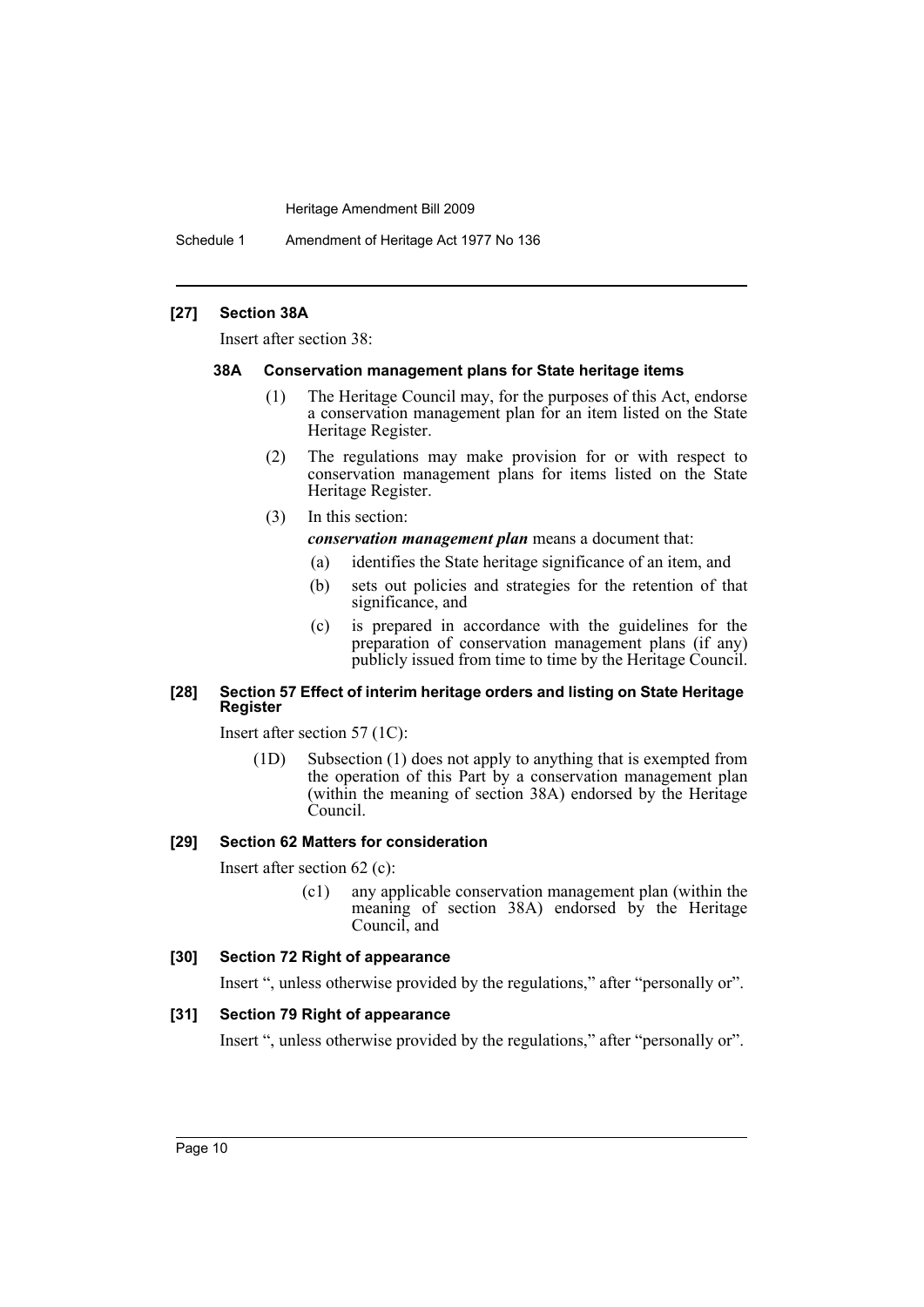#### [27] Section 38A

Insert after section 38:

##### 38A Conservation management plans for State heritage items

(1) The Heritage Council may, for the purposes of this Act, endorse a conservation management plan for an item listed on the State Heritage Register.

(2) The regulations may make provision for or with respect to conservation management plans for items listed on the State Heritage Register.

(3) In this section:

***conservation management plan*** means a document that:

(a) identifies the State heritage significance of an item, and

(b) sets out policies and strategies for the retention of that significance, and

(c) is prepared in accordance with the guidelines for the preparation of conservation management plans (if any) publicly issued from time to time by the Heritage Council.

#### [28] Section 57 Effect of interim heritage orders and listing on State Heritage Register

Insert after section 57 (1C):

(1D) Subsection (1) does not apply to anything that is exempted from the operation of this Part by a conservation management plan (within the meaning of section 38A) endorsed by the Heritage Council.

#### [29] Section 62 Matters for consideration

Insert after section 62 (c):

(c1) any applicable conservation management plan (within the meaning of section 38A) endorsed by the Heritage Council, and

#### [30] Section 72 Right of appearance

Insert ", unless otherwise provided by the regulations," after "personally or".

#### [31] Section 79 Right of appearance

Insert ", unless otherwise provided by the regulations," after "personally or".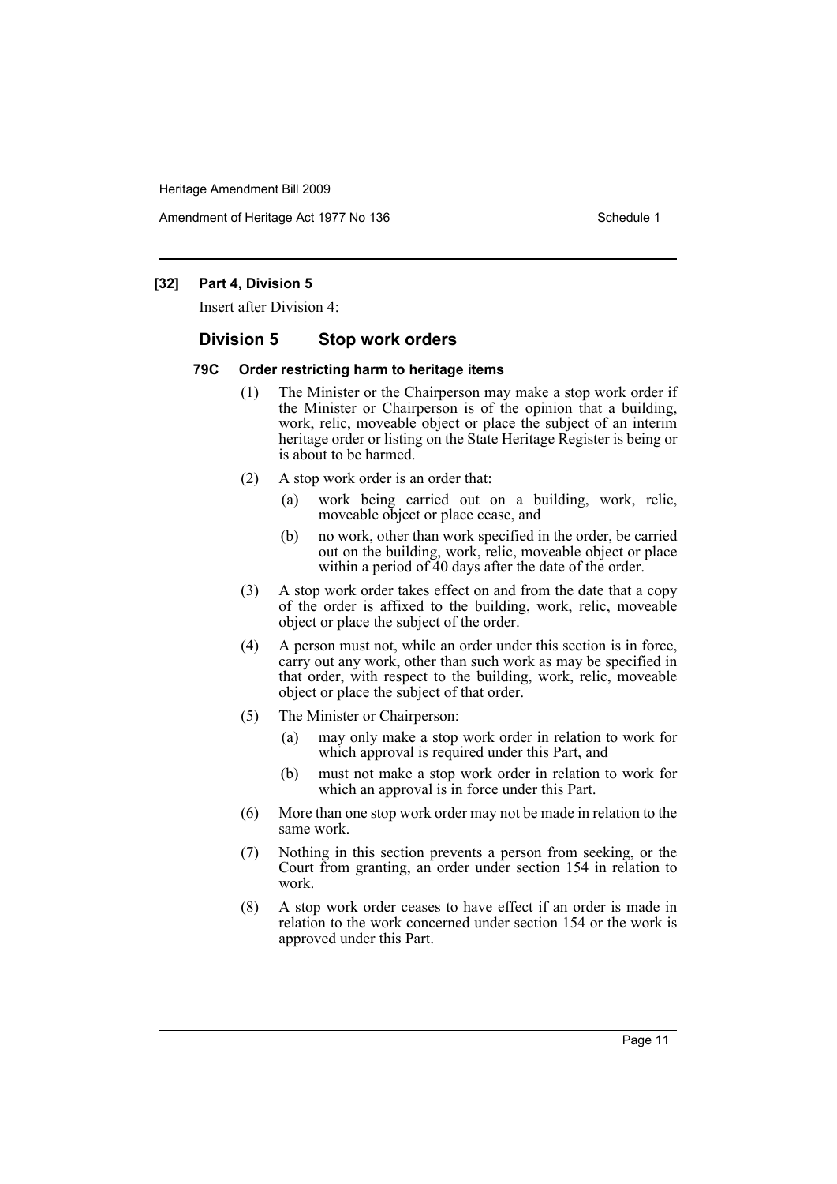**[32] Part 4, Division 5**

Insert after Division 4:

## Division 5 Stop work orders

### 79C Order restricting harm to heritage items

(1) The Minister or the Chairperson may make a stop work order if the Minister or Chairperson is of the opinion that a building, work, relic, moveable object or place the subject of an interim heritage order or listing on the State Heritage Register is being or is about to be harmed.

(2) A stop work order is an order that:

- (a) work being carried out on a building, work, relic, moveable object or place cease, and
- (b) no work, other than work specified in the order, be carried out on the building, work, relic, moveable object or place within a period of 40 days after the date of the order.

(3) A stop work order takes effect on and from the date that a copy of the order is affixed to the building, work, relic, moveable object or place the subject of the order.

(4) A person must not, while an order under this section is in force, carry out any work, other than such work as may be specified in that order, with respect to the building, work, relic, moveable object or place the subject of that order.

(5) The Minister or Chairperson:

- (a) may only make a stop work order in relation to work for which approval is required under this Part, and
- (b) must not make a stop work order in relation to work for which an approval is in force under this Part.

(6) More than one stop work order may not be made in relation to the same work.

(7) Nothing in this section prevents a person from seeking, or the Court from granting, an order under section 154 in relation to work.

(8) A stop work order ceases to have effect if an order is made in relation to the work concerned under section 154 or the work is approved under this Part.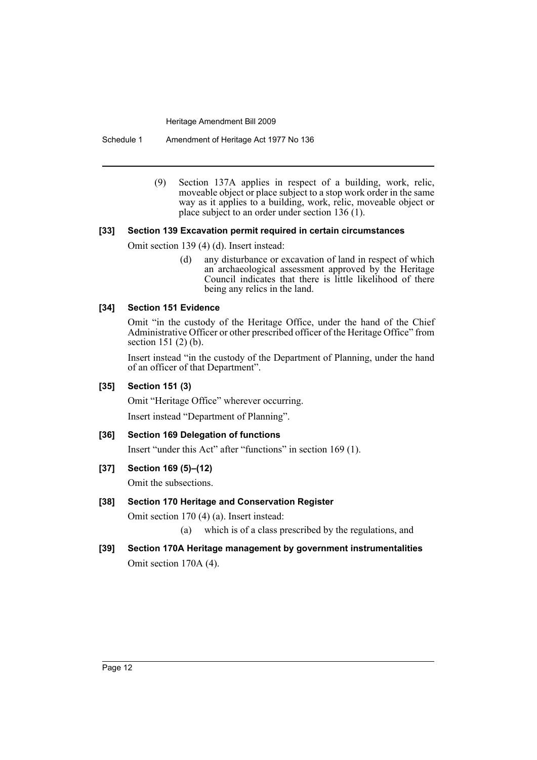(9) Section 137A applies in respect of a building, work, relic, moveable object or place subject to a stop work order in the same way as it applies to a building, work, relic, moveable object or place subject to an order under section 136 (1).

### [33] Section 139 Excavation permit required in certain circumstances

Omit section 139 (4) (d). Insert instead:

(d) any disturbance or excavation of land in respect of which an archaeological assessment approved by the Heritage Council indicates that there is little likelihood of there being any relics in the land.

### [34] Section 151 Evidence

Omit "in the custody of the Heritage Office, under the hand of the Chief Administrative Officer or other prescribed officer of the Heritage Office" from section 151 (2) (b).

Insert instead "in the custody of the Department of Planning, under the hand of an officer of that Department".

### [35] Section 151 (3)

Omit "Heritage Office" wherever occurring.

Insert instead "Department of Planning".

### [36] Section 169 Delegation of functions

Insert "under this Act" after "functions" in section 169 (1).

### [37] Section 169 (5)–(12)

Omit the subsections.

### [38] Section 170 Heritage and Conservation Register

Omit section 170 (4) (a). Insert instead:

(a) which is of a class prescribed by the regulations, and

### [39] Section 170A Heritage management by government instrumentalities

Omit section 170A (4).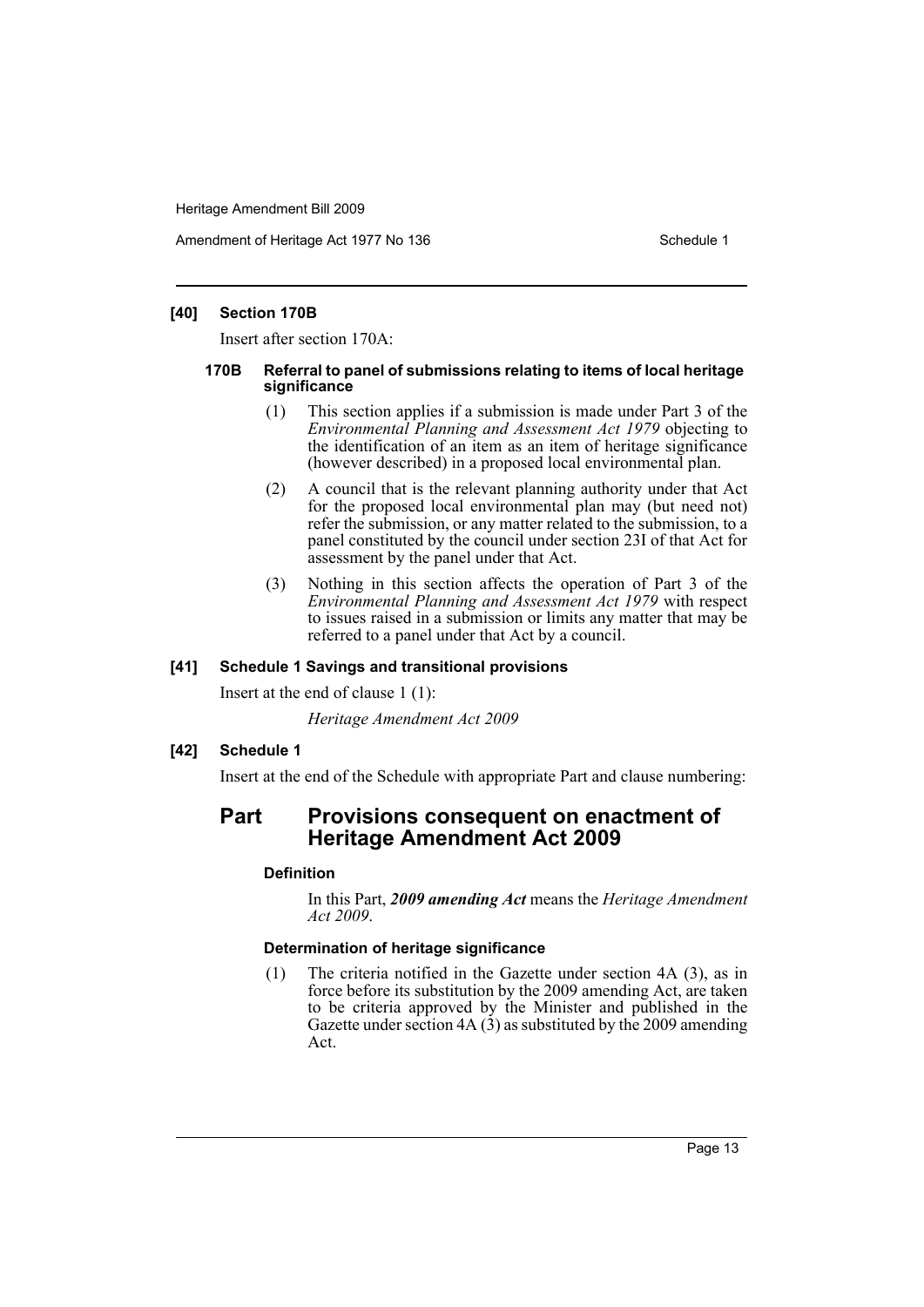### [40] Section 170B

Insert after section 170A:

#### 170B Referral to panel of submissions relating to items of local heritage significance

(1) This section applies if a submission is made under Part 3 of the *Environmental Planning and Assessment Act 1979* objecting to the identification of an item as an item of heritage significance (however described) in a proposed local environmental plan.

(2) A council that is the relevant planning authority under that Act for the proposed local environmental plan may (but need not) refer the submission, or any matter related to the submission, to a panel constituted by the council under section 23I of that Act for assessment by the panel under that Act.

(3) Nothing in this section affects the operation of Part 3 of the *Environmental Planning and Assessment Act 1979* with respect to issues raised in a submission or limits any matter that may be referred to a panel under that Act by a council.

### [41] Schedule 1 Savings and transitional provisions

Insert at the end of clause 1 (1):

*Heritage Amendment Act 2009*

### [42] Schedule 1

Insert at the end of the Schedule with appropriate Part and clause numbering:

## Part Provisions consequent on enactment of Heritage Amendment Act 2009

#### Definition

In this Part, ***2009 amending Act*** means the *Heritage Amendment Act 2009*.

#### Determination of heritage significance

(1) The criteria notified in the Gazette under section 4A (3), as in force before its substitution by the 2009 amending Act, are taken to be criteria approved by the Minister and published in the Gazette under section 4A (3) as substituted by the 2009 amending Act.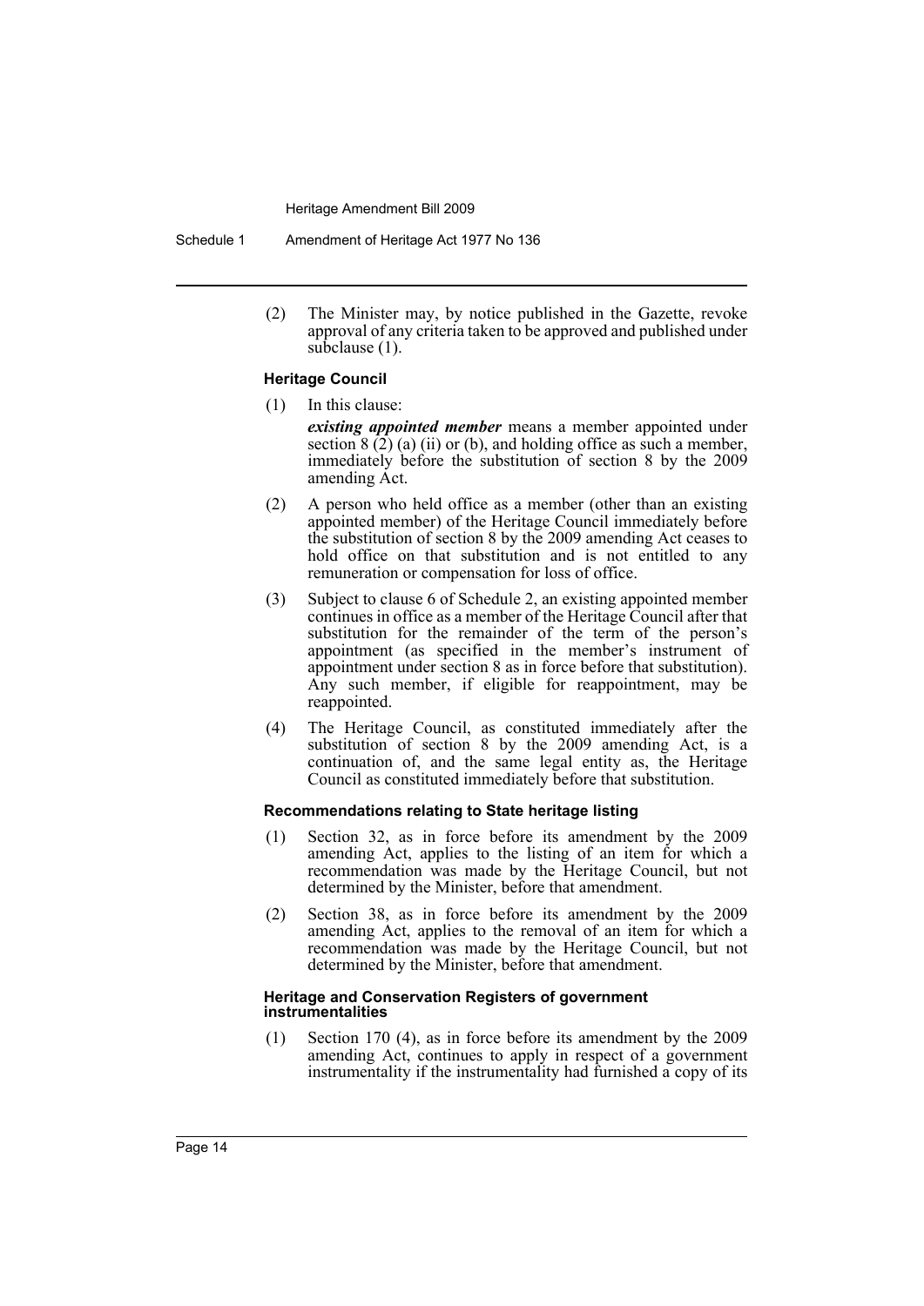(2) The Minister may, by notice published in the Gazette, revoke approval of any criteria taken to be approved and published under subclause (1).

#### Heritage Council

(1) In this clause:

*existing appointed member* means a member appointed under section 8 (2) (a) (ii) or (b), and holding office as such a member, immediately before the substitution of section 8 by the 2009 amending Act.

(2) A person who held office as a member (other than an existing appointed member) of the Heritage Council immediately before the substitution of section 8 by the 2009 amending Act ceases to hold office on that substitution and is not entitled to any remuneration or compensation for loss of office.

(3) Subject to clause 6 of Schedule 2, an existing appointed member continues in office as a member of the Heritage Council after that substitution for the remainder of the term of the person's appointment (as specified in the member's instrument of appointment under section 8 as in force before that substitution). Any such member, if eligible for reappointment, may be reappointed.

(4) The Heritage Council, as constituted immediately after the substitution of section 8 by the 2009 amending Act, is a continuation of, and the same legal entity as, the Heritage Council as constituted immediately before that substitution.

#### Recommendations relating to State heritage listing

(1) Section 32, as in force before its amendment by the 2009 amending Act, applies to the listing of an item for which a recommendation was made by the Heritage Council, but not determined by the Minister, before that amendment.

(2) Section 38, as in force before its amendment by the 2009 amending Act, applies to the removal of an item for which a recommendation was made by the Heritage Council, but not determined by the Minister, before that amendment.

#### Heritage and Conservation Registers of government instrumentalities

(1) Section 170 (4), as in force before its amendment by the 2009 amending Act, continues to apply in respect of a government instrumentality if the instrumentality had furnished a copy of its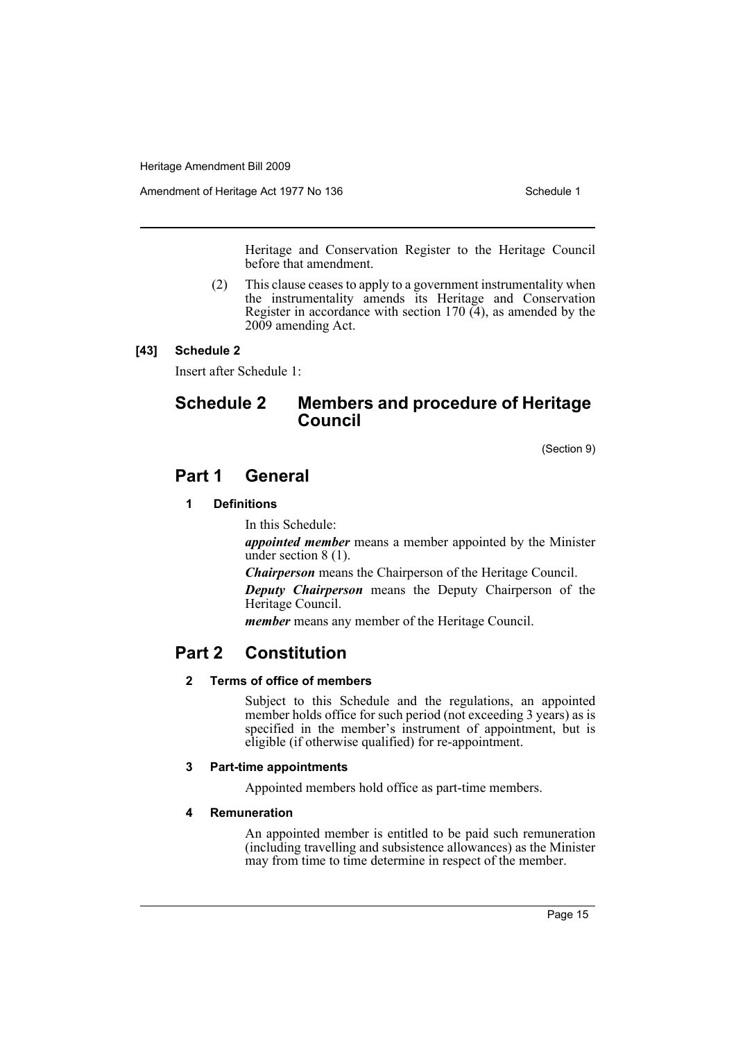Heritage and Conservation Register to the Heritage Council before that amendment.

(2) This clause ceases to apply to a government instrumentality when the instrumentality amends its Heritage and Conservation Register in accordance with section 170 (4), as amended by the 2009 amending Act.

**[43] Schedule 2**

Insert after Schedule 1:

# Schedule 2 Members and procedure of Heritage Council

(Section 9)

## Part 1 General

### 1 Definitions

In this Schedule:

***appointed member*** means a member appointed by the Minister under section 8 (1).

***Chairperson*** means the Chairperson of the Heritage Council.

***Deputy Chairperson*** means the Deputy Chairperson of the Heritage Council.

***member*** means any member of the Heritage Council.

## Part 2 Constitution

### 2 Terms of office of members

Subject to this Schedule and the regulations, an appointed member holds office for such period (not exceeding 3 years) as is specified in the member's instrument of appointment, but is eligible (if otherwise qualified) for re-appointment.

### 3 Part-time appointments

Appointed members hold office as part-time members.

### 4 Remuneration

An appointed member is entitled to be paid such remuneration (including travelling and subsistence allowances) as the Minister may from time to time determine in respect of the member.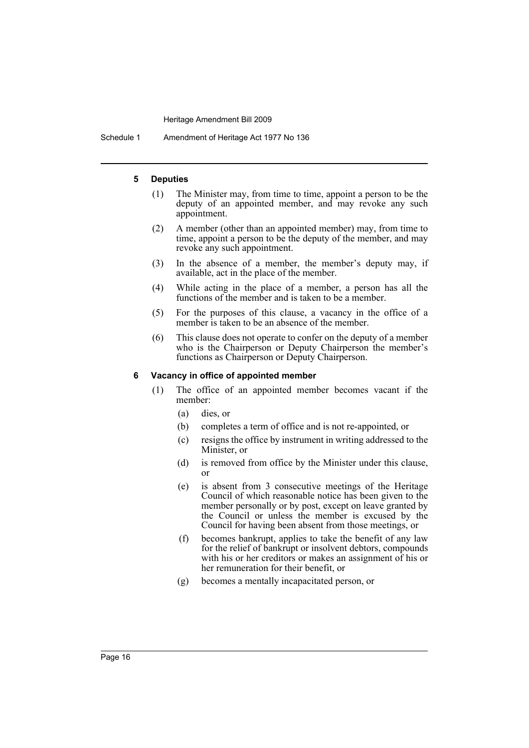#### 5 Deputies

(1) The Minister may, from time to time, appoint a person to be the deputy of an appointed member, and may revoke any such appointment.

(2) A member (other than an appointed member) may, from time to time, appoint a person to be the deputy of the member, and may revoke any such appointment.

(3) In the absence of a member, the member's deputy may, if available, act in the place of the member.

(4) While acting in the place of a member, a person has all the functions of the member and is taken to be a member.

(5) For the purposes of this clause, a vacancy in the office of a member is taken to be an absence of the member.

(6) This clause does not operate to confer on the deputy of a member who is the Chairperson or Deputy Chairperson the member's functions as Chairperson or Deputy Chairperson.

#### 6 Vacancy in office of appointed member

(1) The office of an appointed member becomes vacant if the member:

- (a) dies, or
- (b) completes a term of office and is not re-appointed, or
- (c) resigns the office by instrument in writing addressed to the Minister, or
- (d) is removed from office by the Minister under this clause, or
- (e) is absent from 3 consecutive meetings of the Heritage Council of which reasonable notice has been given to the member personally or by post, except on leave granted by the Council or unless the member is excused by the Council for having been absent from those meetings, or
- (f) becomes bankrupt, applies to take the benefit of any law for the relief of bankrupt or insolvent debtors, compounds with his or her creditors or makes an assignment of his or her remuneration for their benefit, or
- (g) becomes a mentally incapacitated person, or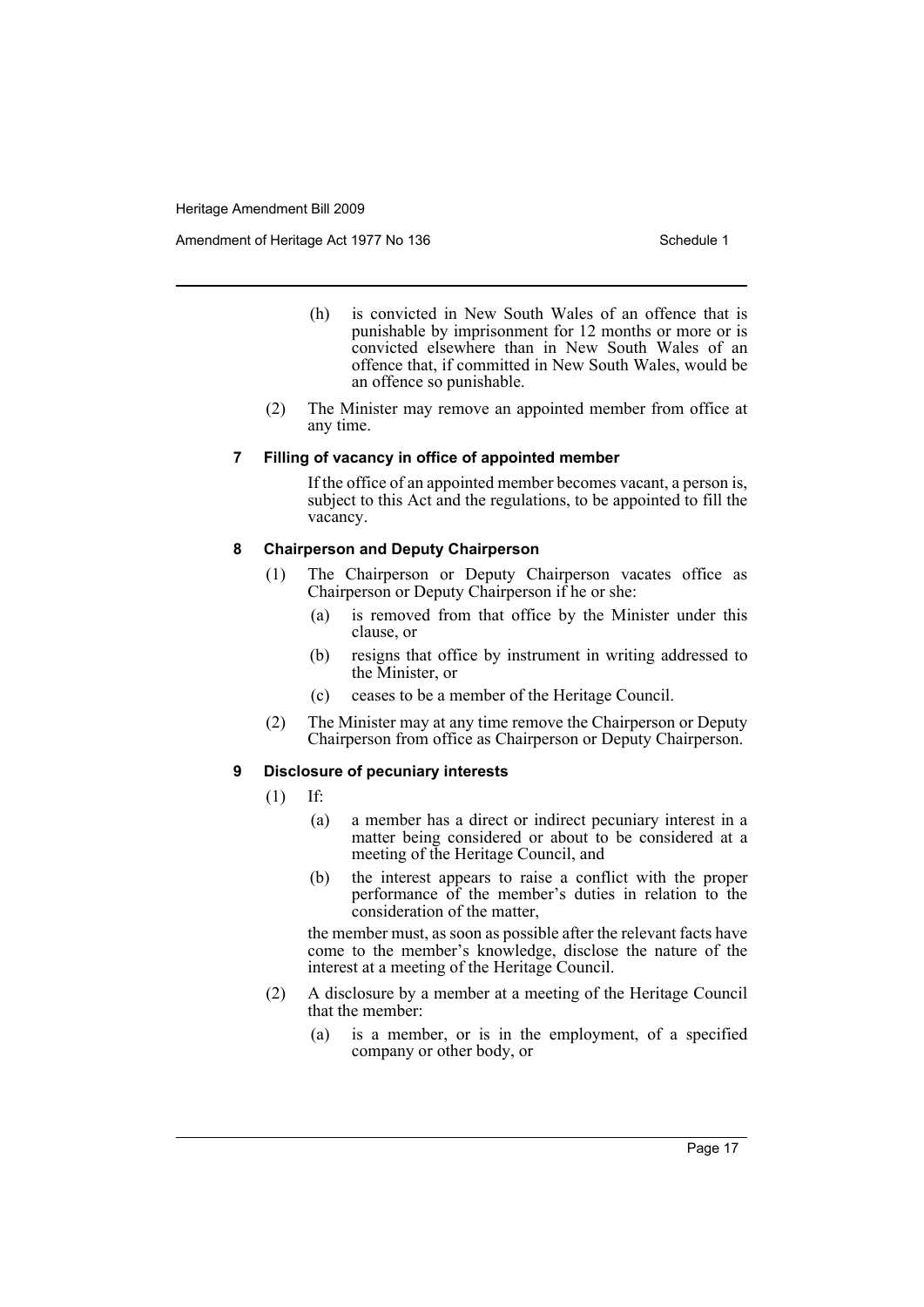(h) is convicted in New South Wales of an offence that is punishable by imprisonment for 12 months or more or is convicted elsewhere than in New South Wales of an offence that, if committed in New South Wales, would be an offence so punishable.

(2) The Minister may remove an appointed member from office at any time.

### 7 Filling of vacancy in office of appointed member

If the office of an appointed member becomes vacant, a person is, subject to this Act and the regulations, to be appointed to fill the vacancy.

### 8 Chairperson and Deputy Chairperson

(1) The Chairperson or Deputy Chairperson vacates office as Chairperson or Deputy Chairperson if he or she:

(a) is removed from that office by the Minister under this clause, or

(b) resigns that office by instrument in writing addressed to the Minister, or

(c) ceases to be a member of the Heritage Council.

(2) The Minister may at any time remove the Chairperson or Deputy Chairperson from office as Chairperson or Deputy Chairperson.

### 9 Disclosure of pecuniary interests

(1) If:

(a) a member has a direct or indirect pecuniary interest in a matter being considered or about to be considered at a meeting of the Heritage Council, and

(b) the interest appears to raise a conflict with the proper performance of the member's duties in relation to the consideration of the matter,

the member must, as soon as possible after the relevant facts have come to the member's knowledge, disclose the nature of the interest at a meeting of the Heritage Council.

(2) A disclosure by a member at a meeting of the Heritage Council that the member:

(a) is a member, or is in the employment, of a specified company or other body, or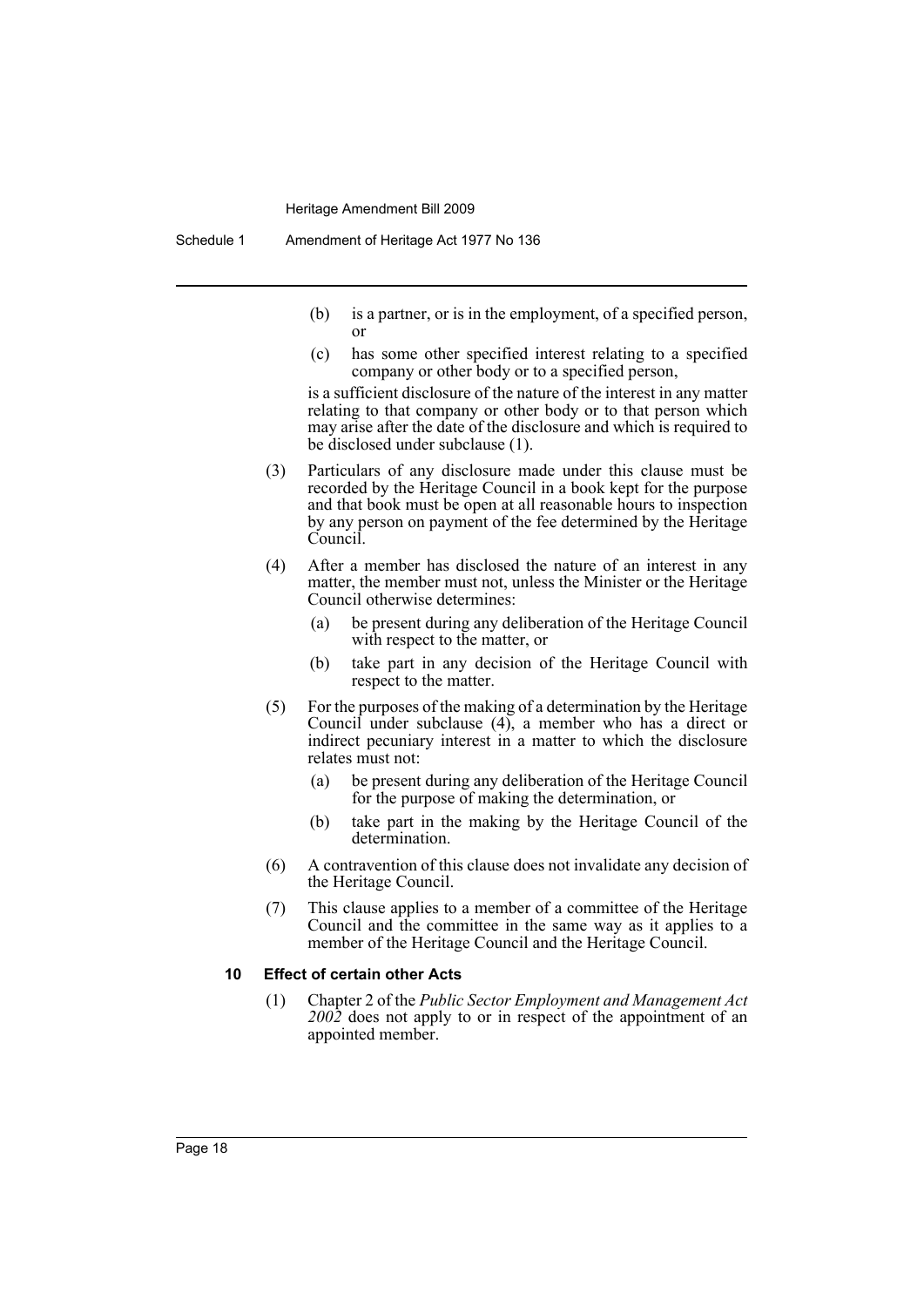(b) is a partner, or is in the employment, of a specified person, or

(c) has some other specified interest relating to a specified company or other body or to a specified person,

is a sufficient disclosure of the nature of the interest in any matter relating to that company or other body or to that person which may arise after the date of the disclosure and which is required to be disclosed under subclause (1).

(3) Particulars of any disclosure made under this clause must be recorded by the Heritage Council in a book kept for the purpose and that book must be open at all reasonable hours to inspection by any person on payment of the fee determined by the Heritage Council.

(4) After a member has disclosed the nature of an interest in any matter, the member must not, unless the Minister or the Heritage Council otherwise determines:

(a) be present during any deliberation of the Heritage Council with respect to the matter, or

(b) take part in any decision of the Heritage Council with respect to the matter.

(5) For the purposes of the making of a determination by the Heritage Council under subclause (4), a member who has a direct or indirect pecuniary interest in a matter to which the disclosure relates must not:

(a) be present during any deliberation of the Heritage Council for the purpose of making the determination, or

(b) take part in the making by the Heritage Council of the determination.

(6) A contravention of this clause does not invalidate any decision of the Heritage Council.

(7) This clause applies to a member of a committee of the Heritage Council and the committee in the same way as it applies to a member of the Heritage Council and the Heritage Council.

#### 10 Effect of certain other Acts

(1) Chapter 2 of the *Public Sector Employment and Management Act 2002* does not apply to or in respect of the appointment of an appointed member.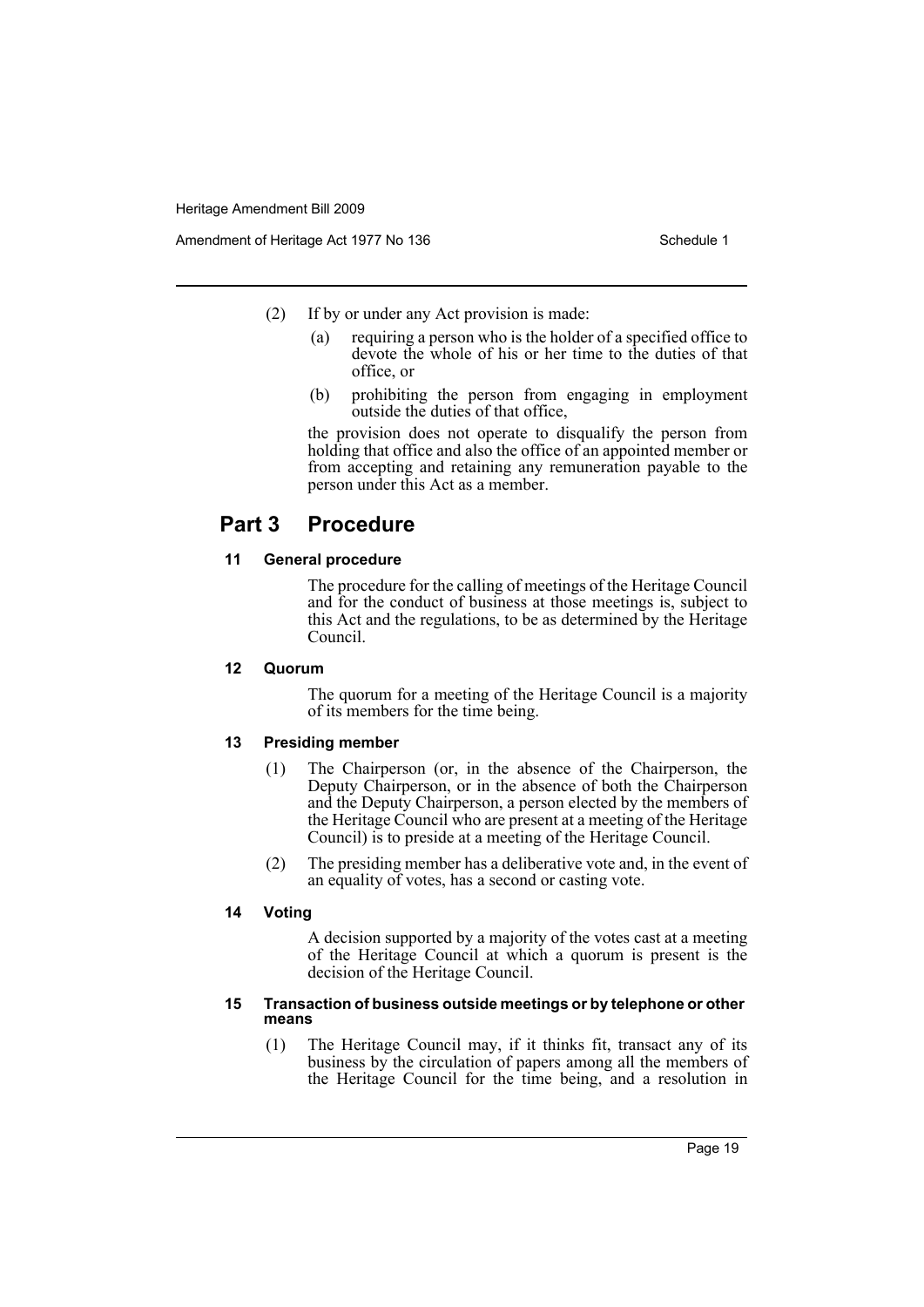(2) If by or under any Act provision is made:

(a) requiring a person who is the holder of a specified office to devote the whole of his or her time to the duties of that office, or

(b) prohibiting the person from engaging in employment outside the duties of that office,

the provision does not operate to disqualify the person from holding that office and also the office of an appointed member or from accepting and retaining any remuneration payable to the person under this Act as a member.

## Part 3 Procedure

### 11 General procedure

The procedure for the calling of meetings of the Heritage Council and for the conduct of business at those meetings is, subject to this Act and the regulations, to be as determined by the Heritage Council.

### 12 Quorum

The quorum for a meeting of the Heritage Council is a majority of its members for the time being.

### 13 Presiding member

(1) The Chairperson (or, in the absence of the Chairperson, the Deputy Chairperson, or in the absence of both the Chairperson and the Deputy Chairperson, a person elected by the members of the Heritage Council who are present at a meeting of the Heritage Council) is to preside at a meeting of the Heritage Council.

(2) The presiding member has a deliberative vote and, in the event of an equality of votes, has a second or casting vote.

### 14 Voting

A decision supported by a majority of the votes cast at a meeting of the Heritage Council at which a quorum is present is the decision of the Heritage Council.

### 15 Transaction of business outside meetings or by telephone or other means

(1) The Heritage Council may, if it thinks fit, transact any of its business by the circulation of papers among all the members of the Heritage Council for the time being, and a resolution in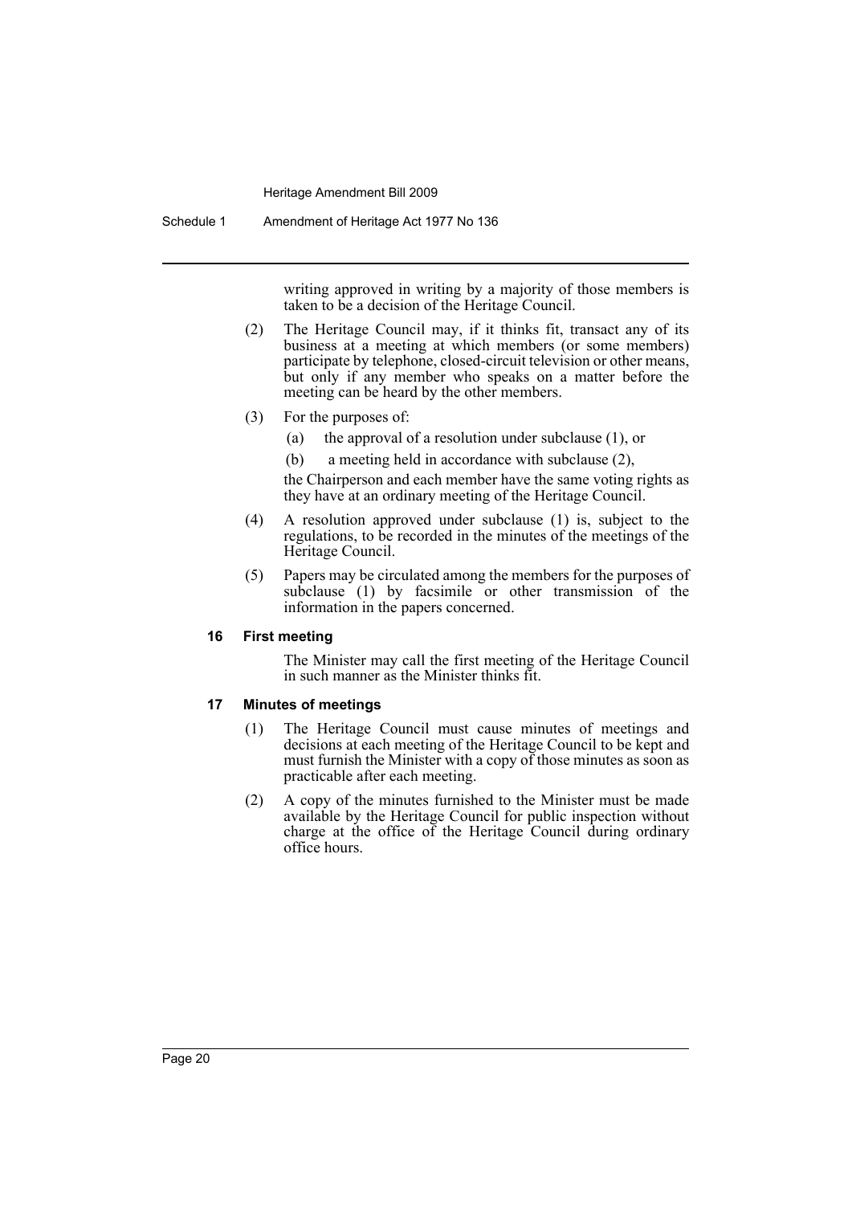writing approved in writing by a majority of those members is taken to be a decision of the Heritage Council.

(2) The Heritage Council may, if it thinks fit, transact any of its business at a meeting at which members (or some members) participate by telephone, closed-circuit television or other means, but only if any member who speaks on a matter before the meeting can be heard by the other members.

(3) For the purposes of:

(a) the approval of a resolution under subclause (1), or

(b) a meeting held in accordance with subclause (2),

the Chairperson and each member have the same voting rights as they have at an ordinary meeting of the Heritage Council.

(4) A resolution approved under subclause (1) is, subject to the regulations, to be recorded in the minutes of the meetings of the Heritage Council.

(5) Papers may be circulated among the members for the purposes of subclause (1) by facsimile or other transmission of the information in the papers concerned.

#### 16 First meeting

The Minister may call the first meeting of the Heritage Council in such manner as the Minister thinks fit.

#### 17 Minutes of meetings

(1) The Heritage Council must cause minutes of meetings and decisions at each meeting of the Heritage Council to be kept and must furnish the Minister with a copy of those minutes as soon as practicable after each meeting.

(2) A copy of the minutes furnished to the Minister must be made available by the Heritage Council for public inspection without charge at the office of the Heritage Council during ordinary office hours.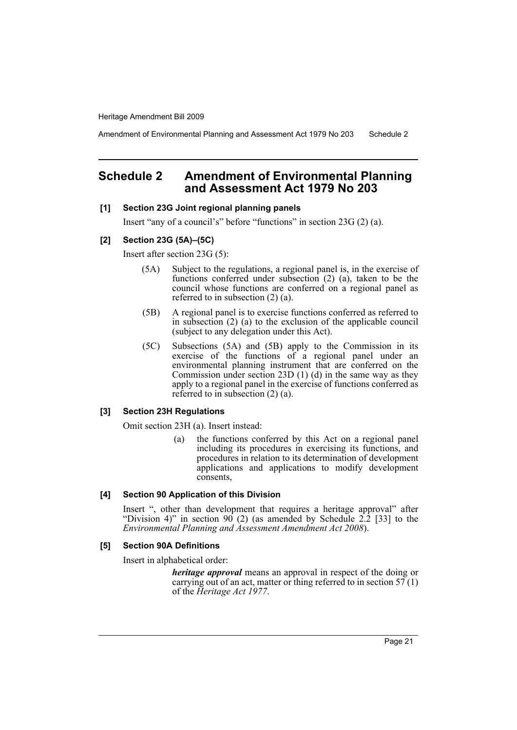## Schedule 2 Amendment of Environmental Planning and Assessment Act 1979 No 203

**[1] Section 23G Joint regional planning panels**

Insert "any of a council's" before "functions" in section 23G (2) (a).

**[2] Section 23G (5A)–(5C)**

Insert after section 23G (5):

(5A) Subject to the regulations, a regional panel is, in the exercise of functions conferred under subsection (2) (a), taken to be the council whose functions are conferred on a regional panel as referred to in subsection (2) (a).

(5B) A regional panel is to exercise functions conferred as referred to in subsection (2) (a) to the exclusion of the applicable council (subject to any delegation under this Act).

(5C) Subsections (5A) and (5B) apply to the Commission in its exercise of the functions of a regional panel under an environmental planning instrument that are conferred on the Commission under section 23D (1) (d) in the same way as they apply to a regional panel in the exercise of functions conferred as referred to in subsection (2) (a).

**[3] Section 23H Regulations**

Omit section 23H (a). Insert instead:

(a) the functions conferred by this Act on a regional panel including its procedures in exercising its functions, and procedures in relation to its determination of development applications and applications to modify development consents,

**[4] Section 90 Application of this Division**

Insert ", other than development that requires a heritage approval" after "Division 4)" in section 90 (2) (as amended by Schedule 2.2 [33] to the *Environmental Planning and Assessment Amendment Act 2008*).

**[5] Section 90A Definitions**

Insert in alphabetical order:

***heritage approval*** means an approval in respect of the doing or carrying out of an act, matter or thing referred to in section 57 (1) of the *Heritage Act 1977*.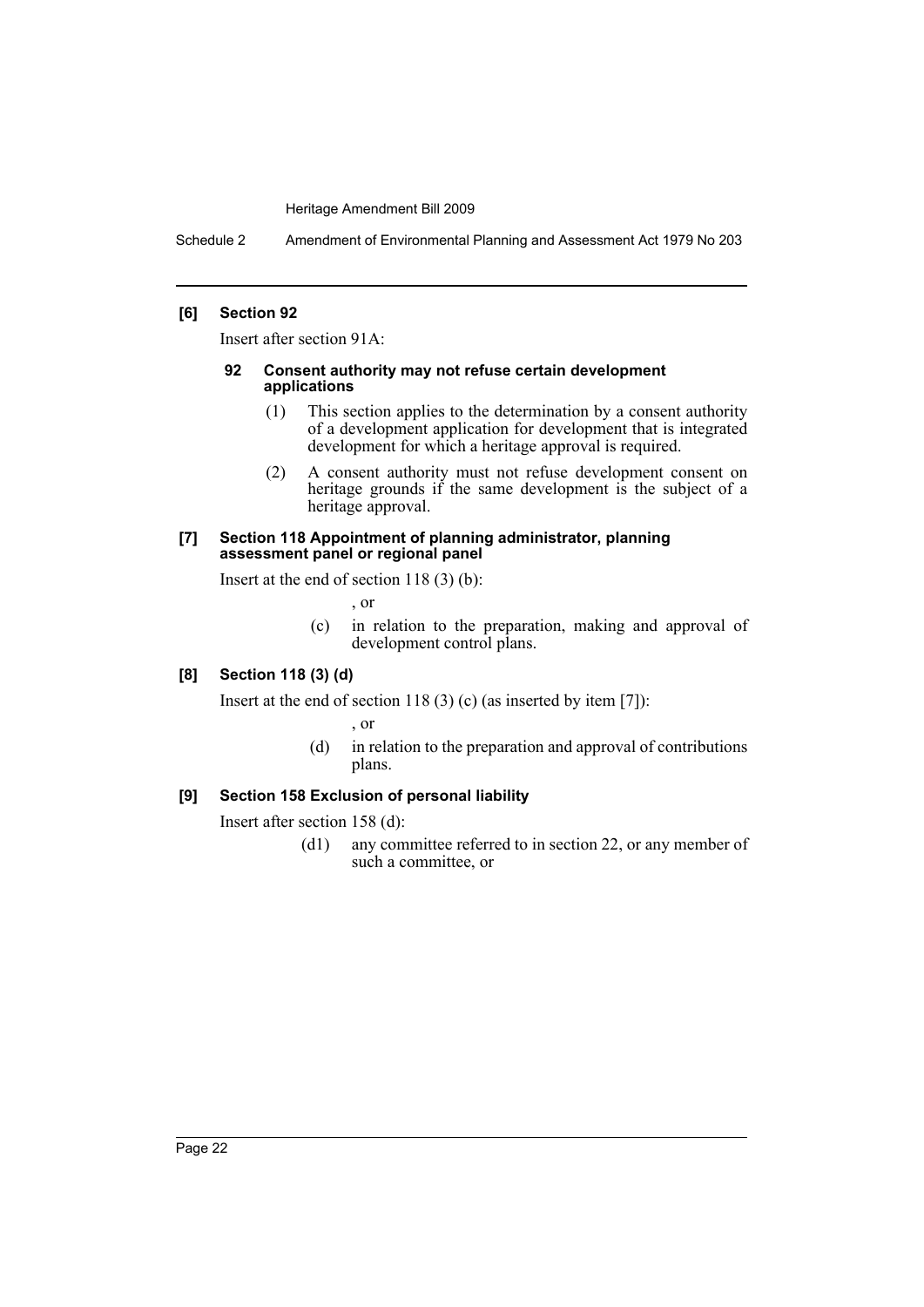**[6] Section 92**

Insert after section 91A:

**92 Consent authority may not refuse certain development applications**

(1) This section applies to the determination by a consent authority of a development application for development that is integrated development for which a heritage approval is required.

(2) A consent authority must not refuse development consent on heritage grounds if the same development is the subject of a heritage approval.

**[7] Section 118 Appointment of planning administrator, planning assessment panel or regional panel**

Insert at the end of section 118 (3) (b):

, or

(c) in relation to the preparation, making and approval of development control plans.

**[8] Section 118 (3) (d)**

Insert at the end of section 118 (3) (c) (as inserted by item [7]):

, or

(d) in relation to the preparation and approval of contributions plans.

**[9] Section 158 Exclusion of personal liability**

Insert after section 158 (d):

(d1) any committee referred to in section 22, or any member of such a committee, or